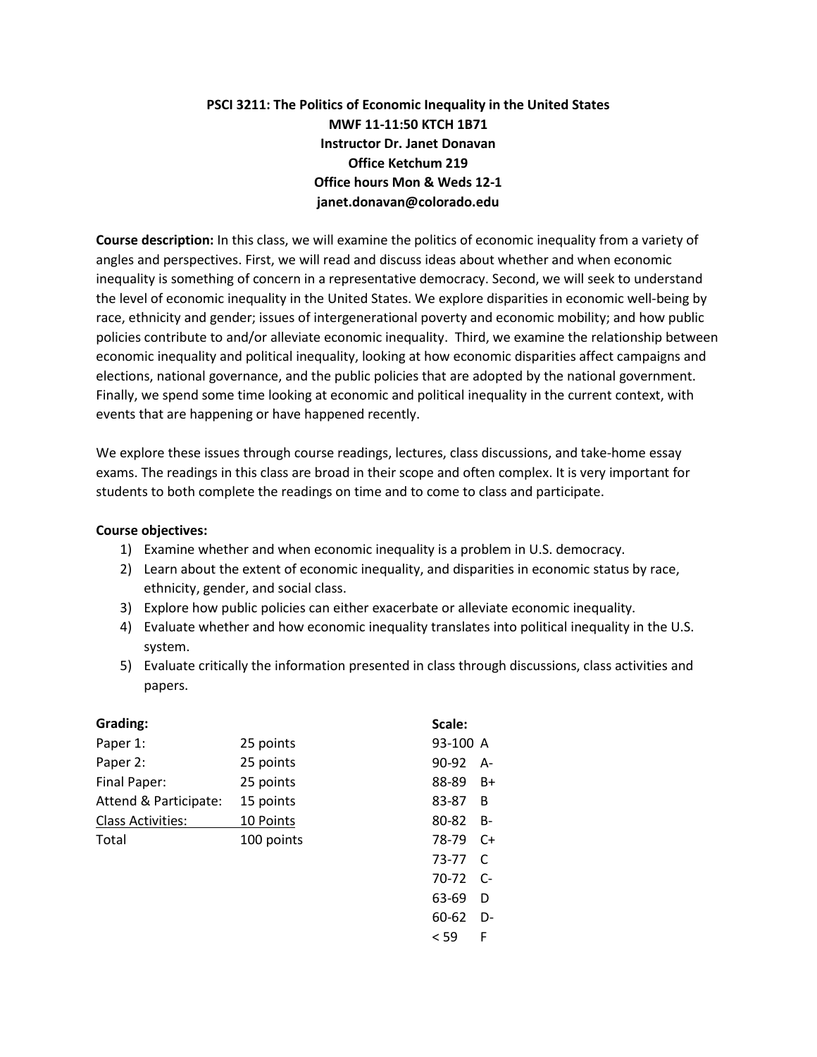**PSCI 3211: The Politics of Economic Inequality in the United States**
**MWF 11-11:50 KTCH 1B71**
**Instructor Dr. Janet Donavan**
**Office Ketchum 219**
**Office hours Mon & Weds 12-1**
**janet.donavan@colorado.edu**

**Course description:** In this class, we will examine the politics of economic inequality from a variety of angles and perspectives. First, we will read and discuss ideas about whether and when economic inequality is something of concern in a representative democracy. Second, we will seek to understand the level of economic inequality in the United States. We explore disparities in economic well-being by race, ethnicity and gender; issues of intergenerational poverty and economic mobility; and how public policies contribute to and/or alleviate economic inequality. Third, we examine the relationship between economic inequality and political inequality, looking at how economic disparities affect campaigns and elections, national governance, and the public policies that are adopted by the national government. Finally, we spend some time looking at economic and political inequality in the current context, with events that are happening or have happened recently.

We explore these issues through course readings, lectures, class discussions, and take-home essay exams. The readings in this class are broad in their scope and often complex. It is very important for students to both complete the readings on time and to come to class and participate.

**Course objectives:**

1) Examine whether and when economic inequality is a problem in U.S. democracy.
2) Learn about the extent of economic inequality, and disparities in economic status by race, ethnicity, gender, and social class.
3) Explore how public policies can either exacerbate or alleviate economic inequality.
4) Evaluate whether and how economic inequality translates into political inequality in the U.S. system.
5) Evaluate critically the information presented in class through discussions, class activities and papers.

**Grading:**

| | |
|---|---|
| Paper 1: | 25 points |
| Paper 2: | 25 points |
| Final Paper: | 25 points |
| Attend & Participate: | 15 points |
| Class Activities: | 10 Points |
| Total | 100 points |

**Scale:**

| | |
|---|---|
| 93-100 | A |
| 90-92 | A- |
| 88-89 | B+ |
| 83-87 | B |
| 80-82 | B- |
| 78-79 | C+ |
| 73-77 | C |
| 70-72 | C- |
| 63-69 | D |
| 60-62 | D- |
| < 59 | F |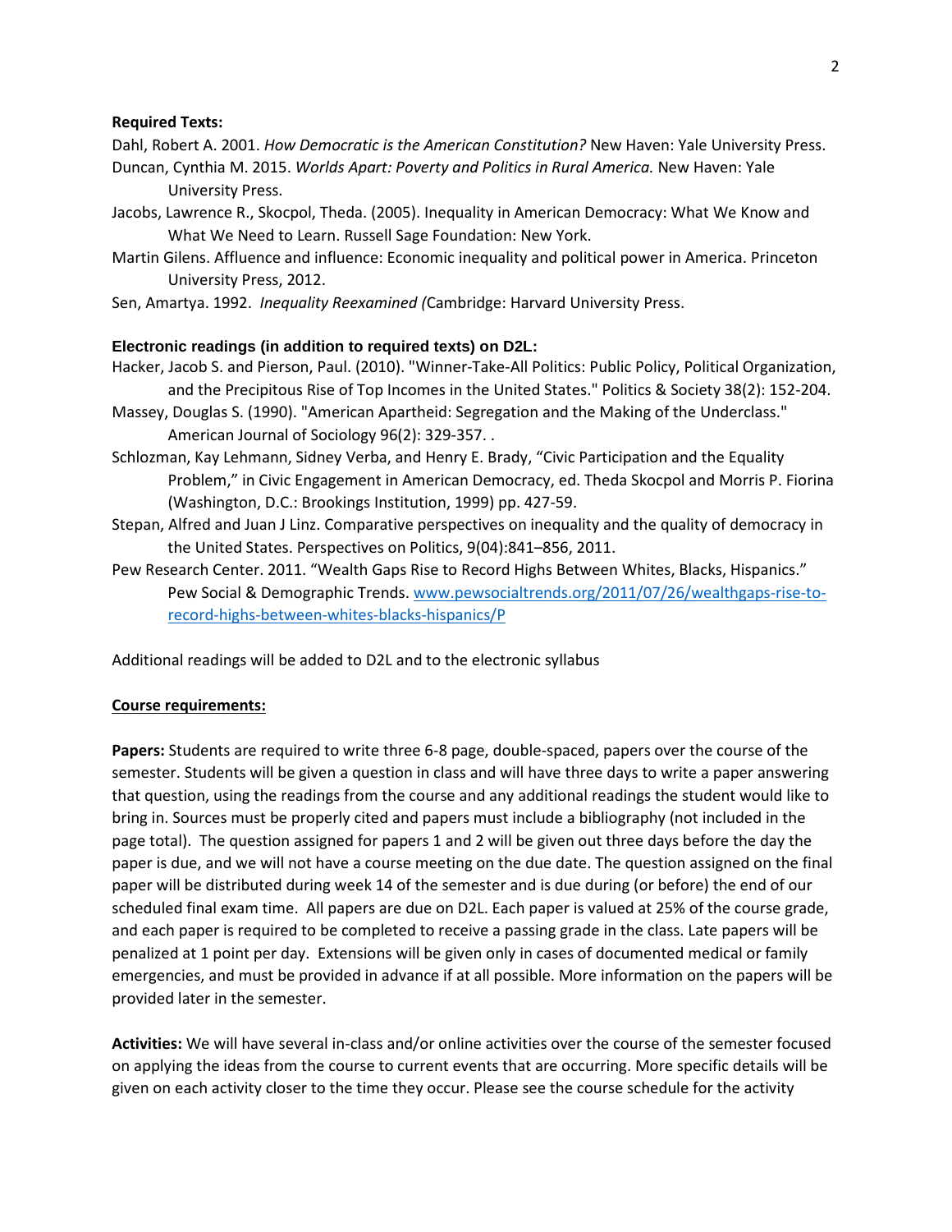**Required Texts:**

Dahl, Robert A. 2001. *How Democratic is the American Constitution?* New Haven: Yale University Press.

Duncan, Cynthia M. 2015. *Worlds Apart: Poverty and Politics in Rural America.* New Haven: Yale University Press.

Jacobs, Lawrence R., Skocpol, Theda. (2005). Inequality in American Democracy: What We Know and What We Need to Learn. Russell Sage Foundation: New York.

Martin Gilens. Affluence and influence: Economic inequality and political power in America. Princeton University Press, 2012.

Sen, Amartya. 1992. *Inequality Reexamined (*Cambridge: Harvard University Press.

**Electronic readings (in addition to required texts) on D2L:**

Hacker, Jacob S. and Pierson, Paul. (2010). "Winner-Take-All Politics: Public Policy, Political Organization, and the Precipitous Rise of Top Incomes in the United States." Politics & Society 38(2): 152-204.

Massey, Douglas S. (1990). "American Apartheid: Segregation and the Making of the Underclass." American Journal of Sociology 96(2): 329-357. .

Schlozman, Kay Lehmann, Sidney Verba, and Henry E. Brady, "Civic Participation and the Equality Problem," in Civic Engagement in American Democracy, ed. Theda Skocpol and Morris P. Fiorina (Washington, D.C.: Brookings Institution, 1999) pp. 427-59.

Stepan, Alfred and Juan J Linz. Comparative perspectives on inequality and the quality of democracy in the United States. Perspectives on Politics, 9(04):841–856, 2011.

Pew Research Center. 2011. "Wealth Gaps Rise to Record Highs Between Whites, Blacks, Hispanics." Pew Social & Demographic Trends. [www.pewsocialtrends.org/2011/07/26/wealthgaps-rise-to-record-highs-between-whites-blacks-hispanics/P](www.pewsocialtrends.org/2011/07/26/wealthgaps-rise-to-record-highs-between-whites-blacks-hispanics/P)

Additional readings will be added to D2L and to the electronic syllabus

**Course requirements:**

**Papers:** Students are required to write three 6-8 page, double-spaced, papers over the course of the semester. Students will be given a question in class and will have three days to write a paper answering that question, using the readings from the course and any additional readings the student would like to bring in. Sources must be properly cited and papers must include a bibliography (not included in the page total). The question assigned for papers 1 and 2 will be given out three days before the day the paper is due, and we will not have a course meeting on the due date. The question assigned on the final paper will be distributed during week 14 of the semester and is due during (or before) the end of our scheduled final exam time. All papers are due on D2L. Each paper is valued at 25% of the course grade, and each paper is required to be completed to receive a passing grade in the class. Late papers will be penalized at 1 point per day. Extensions will be given only in cases of documented medical or family emergencies, and must be provided in advance if at all possible. More information on the papers will be provided later in the semester.

**Activities:** We will have several in-class and/or online activities over the course of the semester focused on applying the ideas from the course to current events that are occurring. More specific details will be given on each activity closer to the time they occur. Please see the course schedule for the activity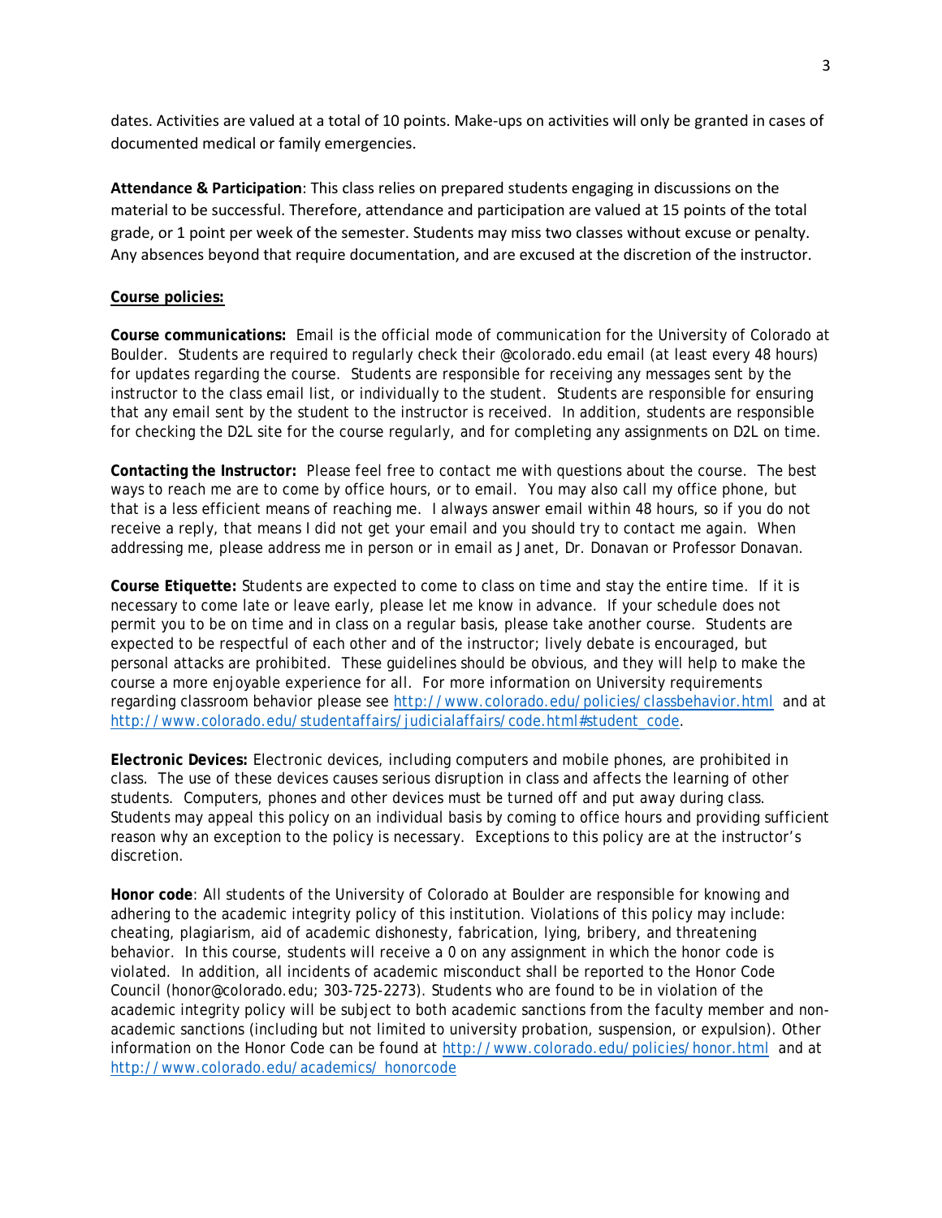dates. Activities are valued at a total of 10 points. Make-ups on activities will only be granted in cases of documented medical or family emergencies.

**Attendance & Participation**: This class relies on prepared students engaging in discussions on the material to be successful. Therefore, attendance and participation are valued at 15 points of the total grade, or 1 point per week of the semester. Students may miss two classes without excuse or penalty. Any absences beyond that require documentation, and are excused at the discretion of the instructor.

**Course policies:**

**Course communications:** Email is the official mode of communication for the University of Colorado at Boulder. Students are required to regularly check their @colorado.edu email (at least every 48 hours) for updates regarding the course. Students are responsible for receiving any messages sent by the instructor to the class email list, or individually to the student. Students are responsible for ensuring that any email sent by the student to the instructor is received. In addition, students are responsible for checking the D2L site for the course regularly, and for completing any assignments on D2L on time.

**Contacting the Instructor:** Please feel free to contact me with questions about the course. The best ways to reach me are to come by office hours, or to email. You may also call my office phone, but that is a less efficient means of reaching me. I always answer email within 48 hours, so if you do not receive a reply, that means I did not get your email and you should try to contact me again. When addressing me, please address me in person or in email as Janet, Dr. Donavan or Professor Donavan.

**Course Etiquette:** Students are expected to come to class on time and stay the entire time. If it is necessary to come late or leave early, please let me know in advance. If your schedule does not permit you to be on time and in class on a regular basis, please take another course. Students are expected to be respectful of each other and of the instructor; lively debate is encouraged, but personal attacks are prohibited. These guidelines should be obvious, and they will help to make the course a more enjoyable experience for all. For more information on University requirements regarding classroom behavior please see http://www.colorado.edu/policies/classbehavior.html and at http://www.colorado.edu/studentaffairs/judicialaffairs/code.html#student_code.

**Electronic Devices:** Electronic devices, including computers and mobile phones, are prohibited in class. The use of these devices causes serious disruption in class and affects the learning of other students. Computers, phones and other devices must be turned off and put away during class. Students may appeal this policy on an individual basis by coming to office hours and providing sufficient reason why an exception to the policy is necessary. Exceptions to this policy are at the instructor's discretion.

**Honor code**: All students of the University of Colorado at Boulder are responsible for knowing and adhering to the academic integrity policy of this institution. Violations of this policy may include: cheating, plagiarism, aid of academic dishonesty, fabrication, lying, bribery, and threatening behavior. In this course, students will receive a 0 on any assignment in which the honor code is violated. In addition, all incidents of academic misconduct shall be reported to the Honor Code Council (honor@colorado.edu; 303-725-2273). Students who are found to be in violation of the academic integrity policy will be subject to both academic sanctions from the faculty member and non-academic sanctions (including but not limited to university probation, suspension, or expulsion). Other information on the Honor Code can be found at http://www.colorado.edu/policies/honor.html and at http://www.colorado.edu/academics/ honorcode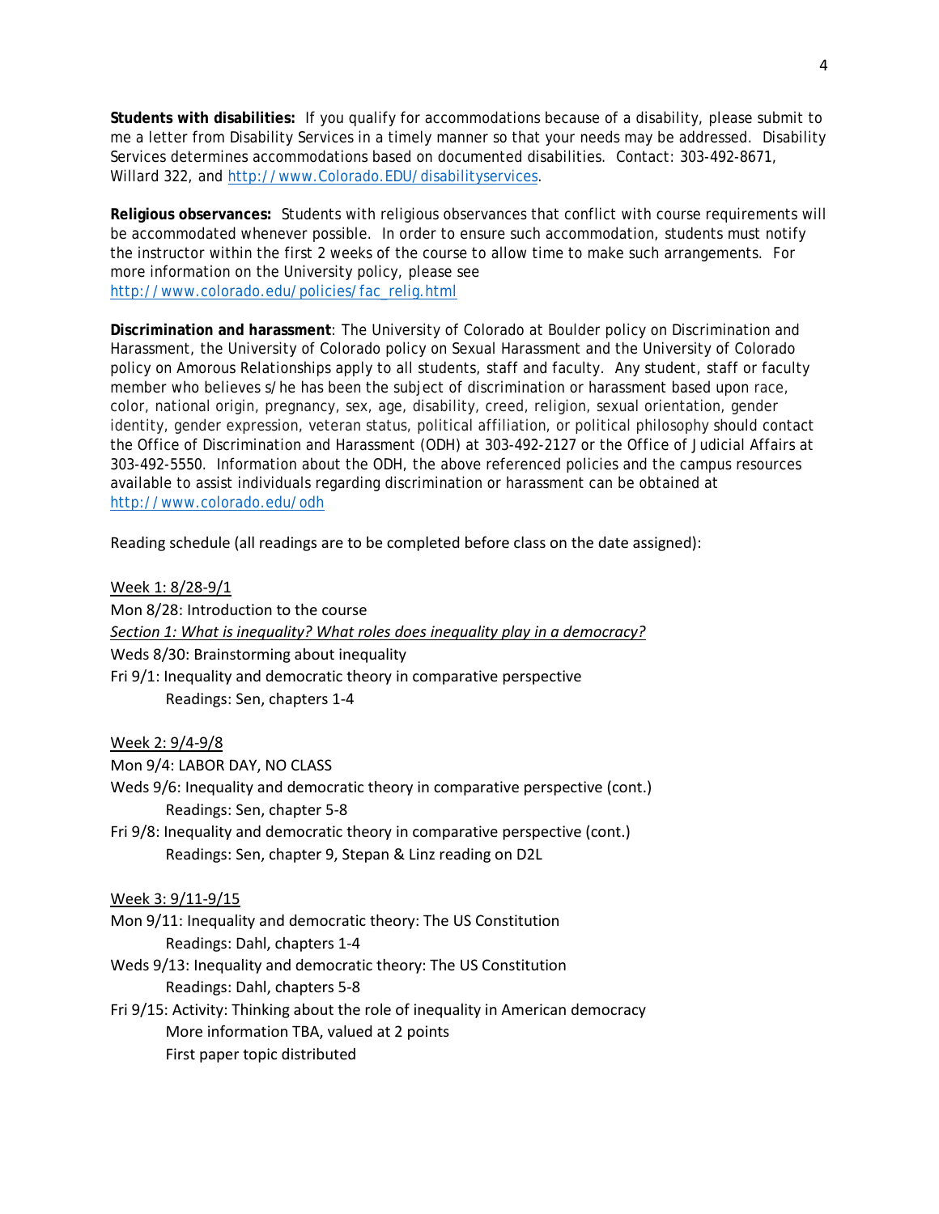**Students with disabilities:** If you qualify for accommodations because of a disability, please submit to me a letter from Disability Services in a timely manner so that your needs may be addressed. Disability Services determines accommodations based on documented disabilities. Contact: 303-492-8671, Willard 322, and http://www.Colorado.EDU/disabilityservices.

**Religious observances:** Students with religious observances that conflict with course requirements will be accommodated whenever possible. In order to ensure such accommodation, students must notify the instructor within the first 2 weeks of the course to allow time to make such arrangements. For more information on the University policy, please see http://www.colorado.edu/policies/fac_relig.html

**Discrimination and harassment**: The University of Colorado at Boulder policy on Discrimination and Harassment, the University of Colorado policy on Sexual Harassment and the University of Colorado policy on Amorous Relationships apply to all students, staff and faculty. Any student, staff or faculty member who believes s/he has been the subject of discrimination or harassment based upon race, color, national origin, pregnancy, sex, age, disability, creed, religion, sexual orientation, gender identity, gender expression, veteran status, political affiliation, or political philosophy should contact the Office of Discrimination and Harassment (ODH) at 303-492-2127 or the Office of Judicial Affairs at 303-492-5550. Information about the ODH, the above referenced policies and the campus resources available to assist individuals regarding discrimination or harassment can be obtained at http://www.colorado.edu/odh

Reading schedule (all readings are to be completed before class on the date assigned):

<u>Week 1: 8/28-9/1</u>

Mon 8/28: Introduction to the course

*<u>Section 1: What is inequality? What roles does inequality play in a democracy?</u>*

Weds 8/30: Brainstorming about inequality

Fri 9/1: Inequality and democratic theory in comparative perspective
    Readings: Sen, chapters 1-4

<u>Week 2: 9/4-9/8</u>

Mon 9/4: LABOR DAY, NO CLASS

Weds 9/6: Inequality and democratic theory in comparative perspective (cont.)
    Readings: Sen, chapter 5-8

Fri 9/8: Inequality and democratic theory in comparative perspective (cont.)
    Readings: Sen, chapter 9, Stepan & Linz reading on D2L

<u>Week 3: 9/11-9/15</u>

Mon 9/11: Inequality and democratic theory: The US Constitution
    Readings: Dahl, chapters 1-4

Weds 9/13: Inequality and democratic theory: The US Constitution
    Readings: Dahl, chapters 5-8

Fri 9/15: Activity: Thinking about the role of inequality in American democracy
    More information TBA, valued at 2 points
    First paper topic distributed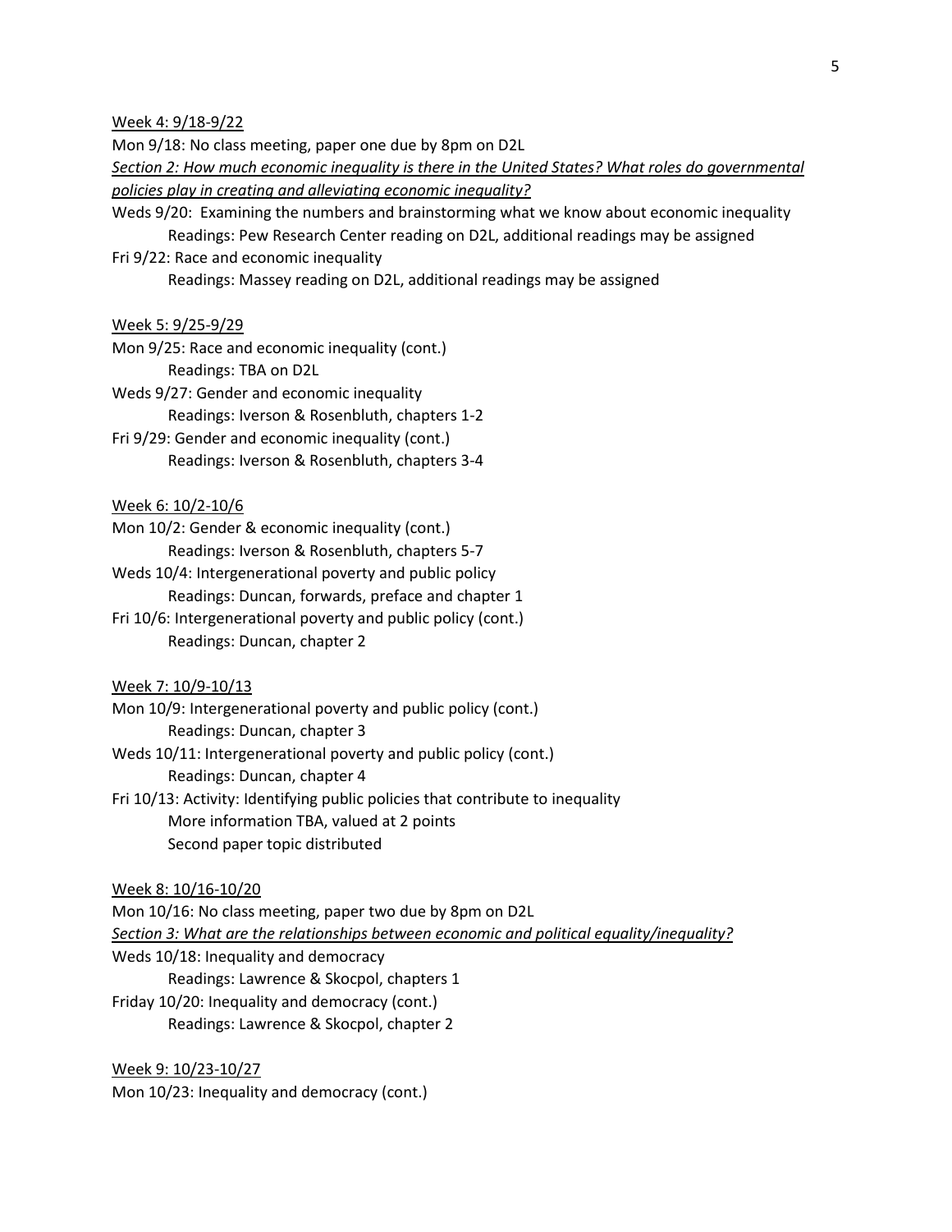<u>Week 4: 9/18-9/22</u>

Mon 9/18: No class meeting, paper one due by 8pm on D2L

***<u>Section 2: How much economic inequality is there in the United States? What roles do governmental policies play in creating and alleviating economic inequality?</u>***

Weds 9/20: Examining the numbers and brainstorming what we know about economic inequality
    Readings: Pew Research Center reading on D2L, additional readings may be assigned

Fri 9/22: Race and economic inequality
    Readings: Massey reading on D2L, additional readings may be assigned

<u>Week 5: 9/25-9/29</u>

Mon 9/25: Race and economic inequality (cont.)
    Readings: TBA on D2L

Weds 9/27: Gender and economic inequality
    Readings: Iverson & Rosenbluth, chapters 1-2

Fri 9/29: Gender and economic inequality (cont.)
    Readings: Iverson & Rosenbluth, chapters 3-4

<u>Week 6: 10/2-10/6</u>

Mon 10/2: Gender & economic inequality (cont.)
    Readings: Iverson & Rosenbluth, chapters 5-7

Weds 10/4: Intergenerational poverty and public policy
    Readings: Duncan, forwards, preface and chapter 1

Fri 10/6: Intergenerational poverty and public policy (cont.)
    Readings: Duncan, chapter 2

<u>Week 7: 10/9-10/13</u>

Mon 10/9: Intergenerational poverty and public policy (cont.)
    Readings: Duncan, chapter 3

Weds 10/11: Intergenerational poverty and public policy (cont.)
    Readings: Duncan, chapter 4

Fri 10/13: Activity: Identifying public policies that contribute to inequality
    More information TBA, valued at 2 points
    Second paper topic distributed

<u>Week 8: 10/16-10/20</u>

Mon 10/16: No class meeting, paper two due by 8pm on D2L

***<u>Section 3: What are the relationships between economic and political equality/inequality?</u>***

Weds 10/18: Inequality and democracy
    Readings: Lawrence & Skocpol, chapters 1

Friday 10/20: Inequality and democracy (cont.)
    Readings: Lawrence & Skocpol, chapter 2

<u>Week 9: 10/23-10/27</u>

Mon 10/23: Inequality and democracy (cont.)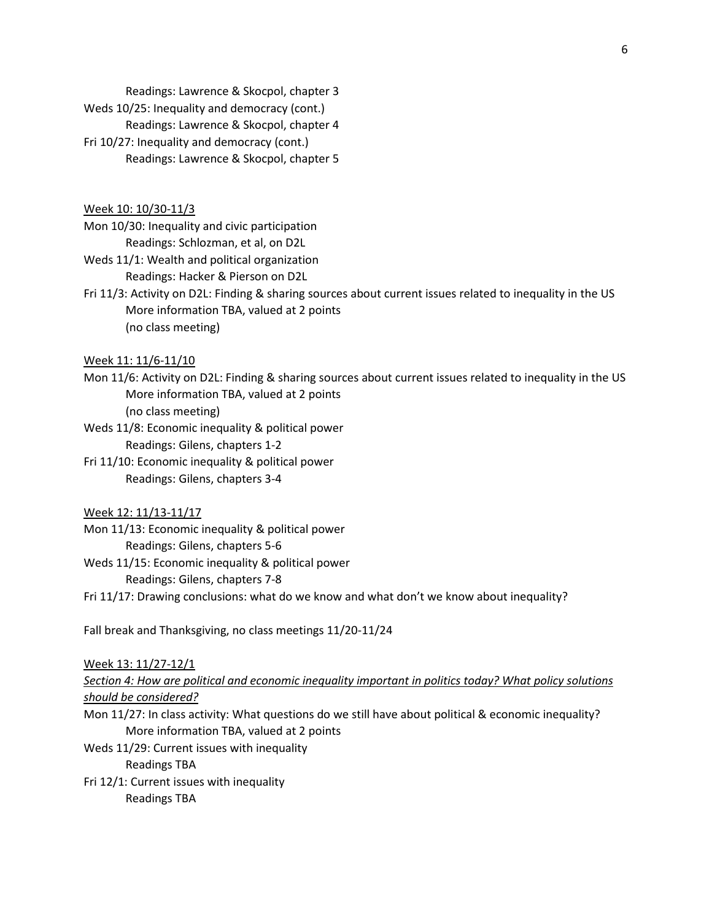Readings: Lawrence & Skocpol, chapter 3

Weds 10/25: Inequality and democracy (cont.)
Readings: Lawrence & Skocpol, chapter 4

Fri 10/27: Inequality and democracy (cont.)
Readings: Lawrence & Skocpol, chapter 5

<u>Week 10: 10/30-11/3</u>

Mon 10/30: Inequality and civic participation
Readings: Schlozman, et al, on D2L

Weds 11/1: Wealth and political organization
Readings: Hacker & Pierson on D2L

Fri 11/3: Activity on D2L: Finding & sharing sources about current issues related to inequality in the US
More information TBA, valued at 2 points
(no class meeting)

<u>Week 11: 11/6-11/10</u>

Mon 11/6: Activity on D2L: Finding & sharing sources about current issues related to inequality in the US
More information TBA, valued at 2 points
(no class meeting)

Weds 11/8: Economic inequality & political power
Readings: Gilens, chapters 1-2

Fri 11/10: Economic inequality & political power
Readings: Gilens, chapters 3-4

<u>Week 12: 11/13-11/17</u>

Mon 11/13: Economic inequality & political power
Readings: Gilens, chapters 5-6

Weds 11/15: Economic inequality & political power
Readings: Gilens, chapters 7-8

Fri 11/17: Drawing conclusions: what do we know and what don't we know about inequality?

Fall break and Thanksgiving, no class meetings 11/20-11/24

<u>Week 13: 11/27-12/1</u>

*<u>Section 4: How are political and economic inequality important in politics today? What policy solutions should be considered?</u>*

Mon 11/27: In class activity: What questions do we still have about political & economic inequality?
More information TBA, valued at 2 points

Weds 11/29: Current issues with inequality
Readings TBA

Fri 12/1: Current issues with inequality
Readings TBA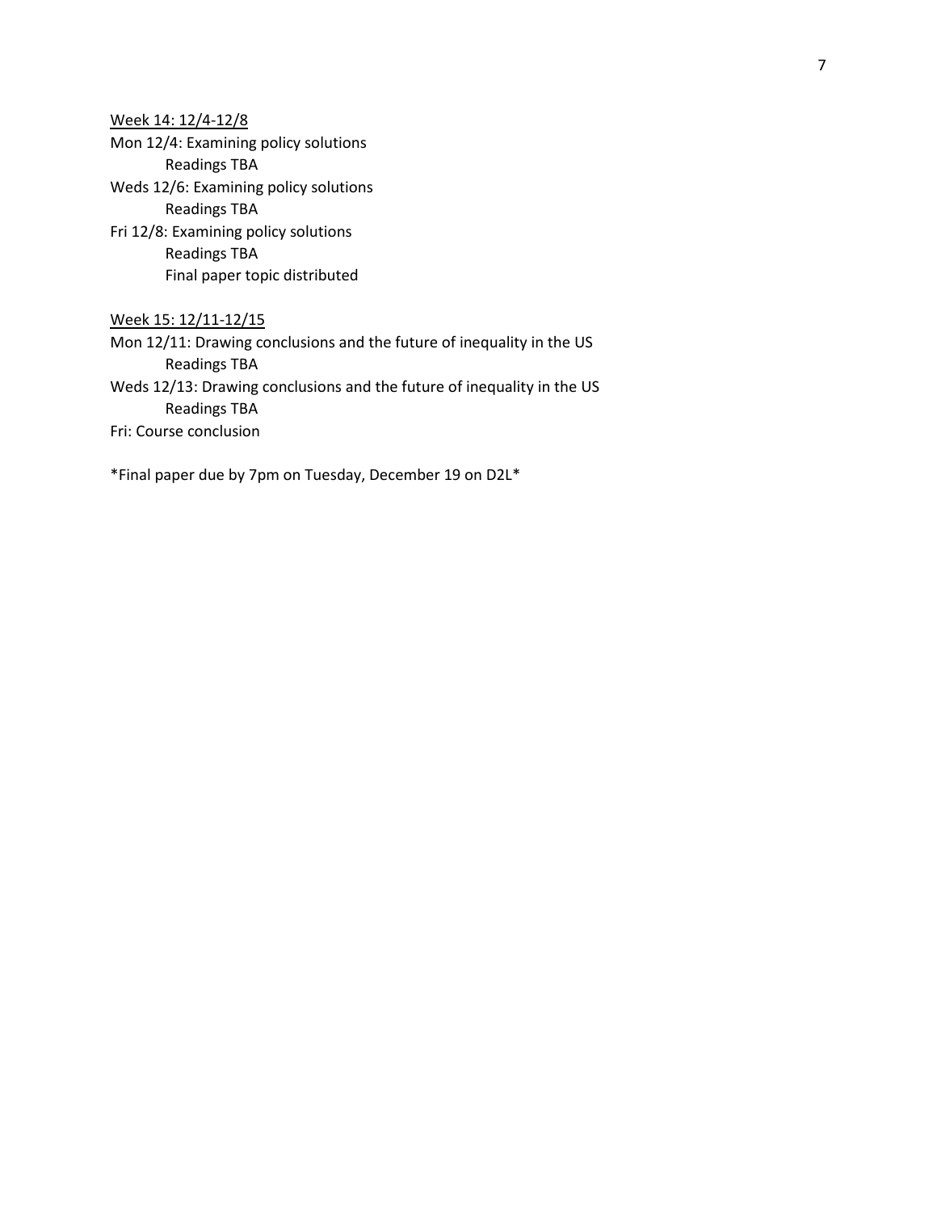<u>Week 14: 12/4-12/8</u>

Mon 12/4: Examining policy solutions
    Readings TBA
Weds 12/6: Examining policy solutions
    Readings TBA
Fri 12/8: Examining policy solutions
    Readings TBA
    Final paper topic distributed

<u>Week 15: 12/11-12/15</u>

Mon 12/11: Drawing conclusions and the future of inequality in the US
    Readings TBA
Weds 12/13: Drawing conclusions and the future of inequality in the US
    Readings TBA
Fri: Course conclusion

*Final paper due by 7pm on Tuesday, December 19 on D2L*